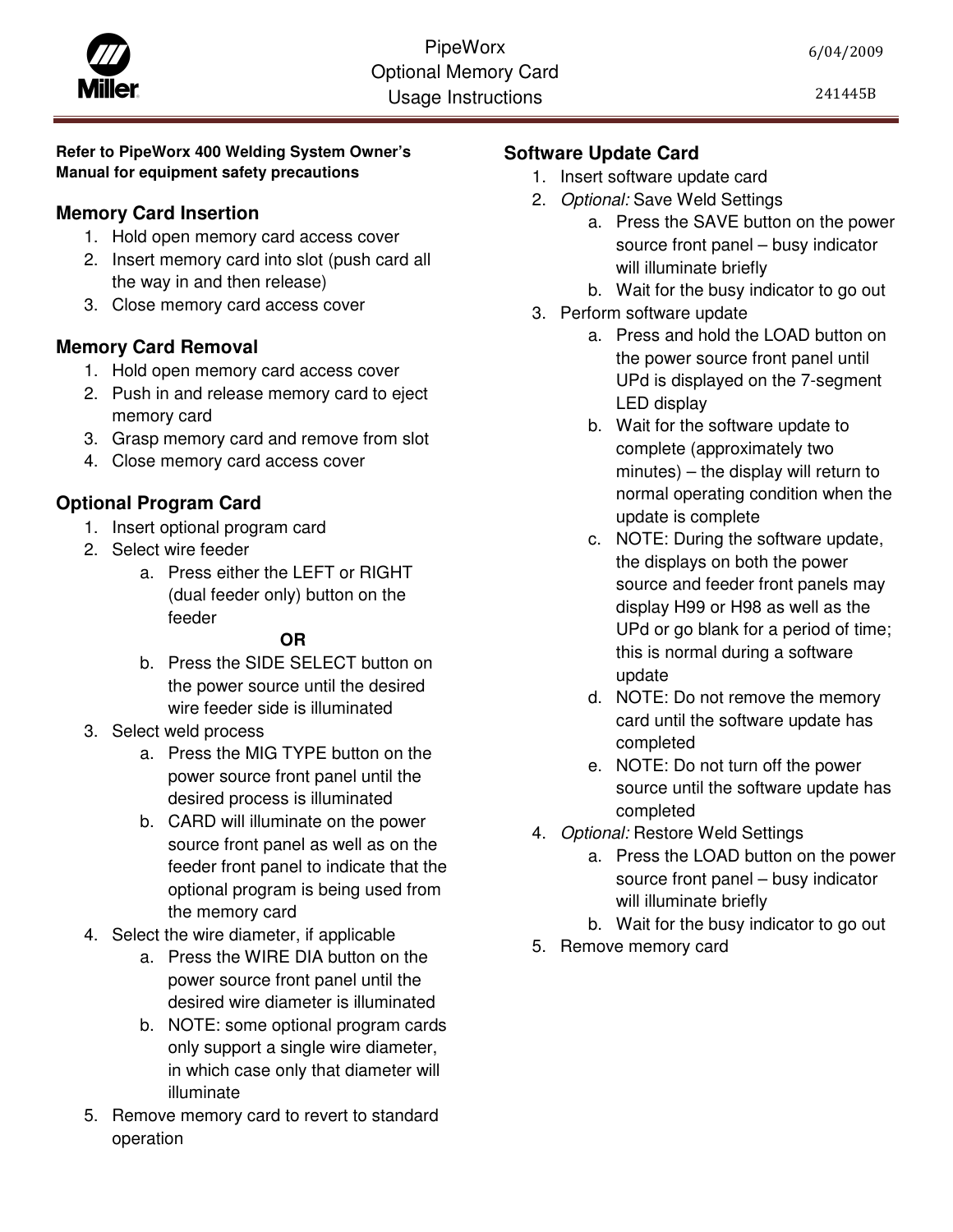# PipeWorx Optional Memory Card Usage Instructions

6/04/2009

241445B

**Refer to PipeWorx 400 Welding System Owner's Manual for equipment safety precautions**

## Memory Card Insertion

1. Hold open memory card access cover
2. Insert memory card into slot (push card all the way in and then release)
3. Close memory card access cover

## Memory Card Removal

1. Hold open memory card access cover
2. Push in and release memory card to eject memory card
3. Grasp memory card and remove from slot
4. Close memory card access cover

## Optional Program Card

1. Insert optional program card
2. Select wire feeder
   a. Press either the LEFT or RIGHT (dual feeder only) button on the feeder

   **OR**

   b. Press the SIDE SELECT button on the power source until the desired wire feeder side is illuminated
3. Select weld process
   a. Press the MIG TYPE button on the power source front panel until the desired process is illuminated
   b. CARD will illuminate on the power source front panel as well as on the feeder front panel to indicate that the optional program is being used from the memory card
4. Select the wire diameter, if applicable
   a. Press the WIRE DIA button on the power source front panel until the desired wire diameter is illuminated
   b. NOTE: some optional program cards only support a single wire diameter, in which case only that diameter will illuminate
5. Remove memory card to revert to standard operation

## Software Update Card

1. Insert software update card
2. *Optional:* Save Weld Settings
   a. Press the SAVE button on the power source front panel – busy indicator will illuminate briefly
   b. Wait for the busy indicator to go out
3. Perform software update
   a. Press and hold the LOAD button on the power source front panel until UPd is displayed on the 7-segment LED display
   b. Wait for the software update to complete (approximately two minutes) – the display will return to normal operating condition when the update is complete
   c. NOTE: During the software update, the displays on both the power source and feeder front panels may display H99 or H98 as well as the UPd or go blank for a period of time; this is normal during a software update
   d. NOTE: Do not remove the memory card until the software update has completed
   e. NOTE: Do not turn off the power source until the software update has completed
4. *Optional:* Restore Weld Settings
   a. Press the LOAD button on the power source front panel – busy indicator will illuminate briefly
   b. Wait for the busy indicator to go out
5. Remove memory card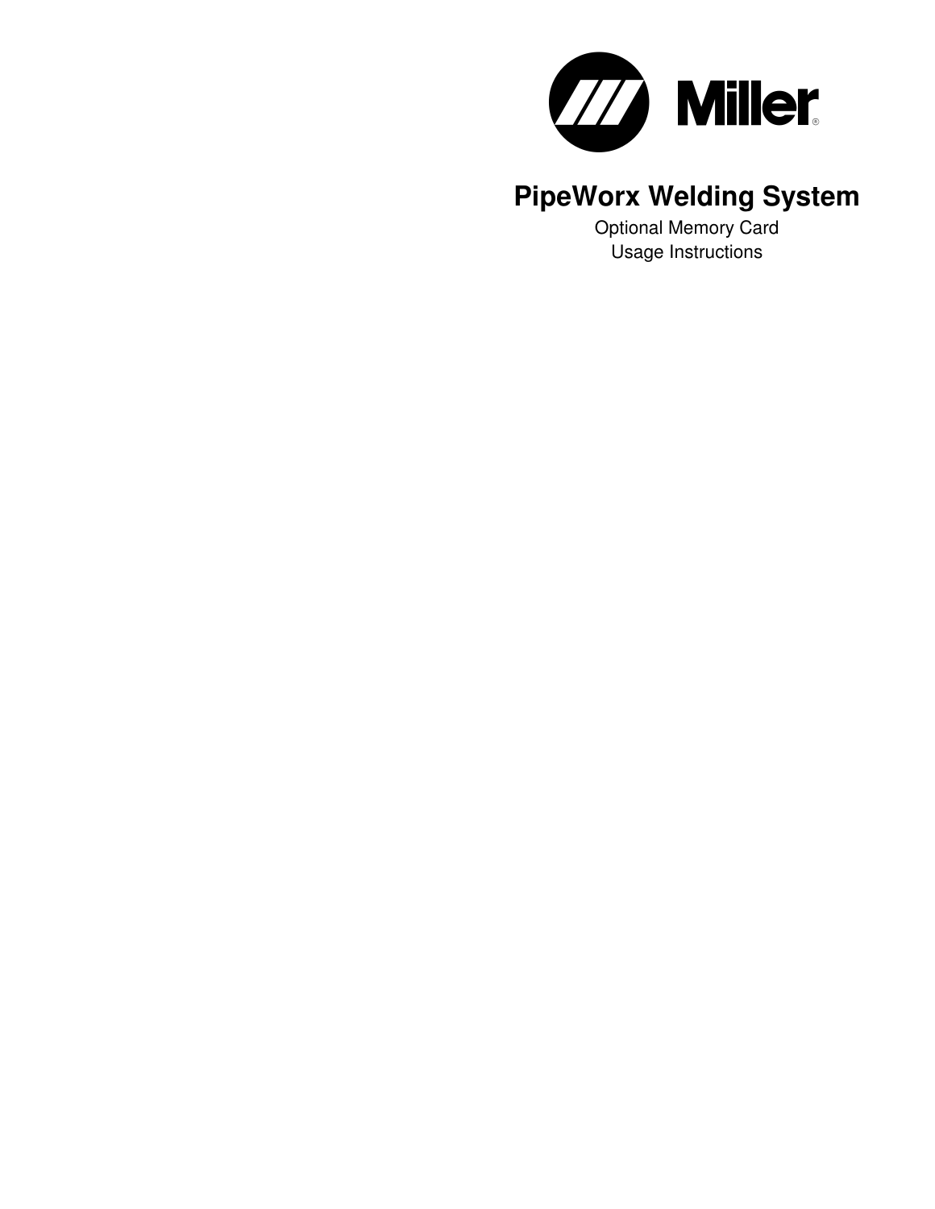Miller®

# PipeWorx Welding System

Optional Memory Card

Usage Instructions